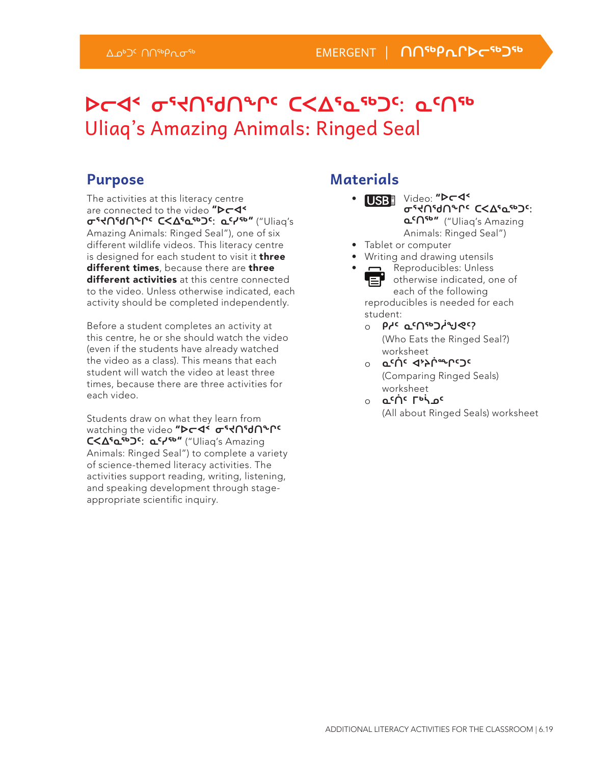# ᐅᓚᐊᕐ ᓂᕐᔪᑎᖁᑎᖕᒋᑦ ᑕᐸᐃᕐᓇᖅᑐᑦ: ᓇᑦᑎᖅ

## Uliaq's Amazing Animals: Ringed Seal

## Purpose

The activities at this literacy centre are connected to the video **"ᐅᓚᐊᕐ ᓂᕐᔪᑎᖁᑎᖕᒋᑦ ᑕᐸᐃᕐᓇᖅᑐᑦ: ᓇᑦᓯᖅ"** ("Uliaq's Amazing Animals: Ringed Seal"), one of six different wildlife videos. This literacy centre is designed for each student to visit it **three different times**, because there are **three different activities** at this centre connected to the video. Unless otherwise indicated, each activity should be completed independently.

Before a student completes an activity at this centre, he or she should watch the video (even if the students have already watched the video as a class). This means that each student will watch the video at least three times, because there are three activities for each video.

Students draw on what they learn from watching the video **"ᐅᓚᐊᕐ ᓂᕐᔪᑎᖁᑎᖕᒋᑦ ᑕᐸᐃᕐᓇᖅᑐᑦ: ᓇᑦᓯᖅ"** ("Uliaq's Amazing Animals: Ringed Seal") to complete a variety of science-themed literacy activities. The activities support reading, writing, listening, and speaking development through stage-appropriate scientific inquiry.

## Materials

- Video: **"ᐅᓚᐊᕐ ᓂᕐᔪᑎᖁᑎᖕᒋᑦ ᑕᐸᐃᕐᓇᖅᑐᑦ: ᓇᑦᑎᖅ"** ("Uliaq's Amazing Animals: Ringed Seal")
- Tablet or computer
- Writing and drawing utensils
- Reproducibles: Unless otherwise indicated, one of each of the following reproducibles is needed for each student:
  - **ᑭᓱᑦ ᓇᑦᑎᖅᑐᓲᖑᕙᑦ?** (Who Eats the Ringed Seal?) worksheet
  - **ᓇᑦᑏᑦ ᐊᔾᔨᒌᙱᑦᑐᑦ** (Comparing Ringed Seals) worksheet
  - **ᓇᑦᑏᑦ ᒥᒃᓵᓄᑦ** (All about Ringed Seals) worksheet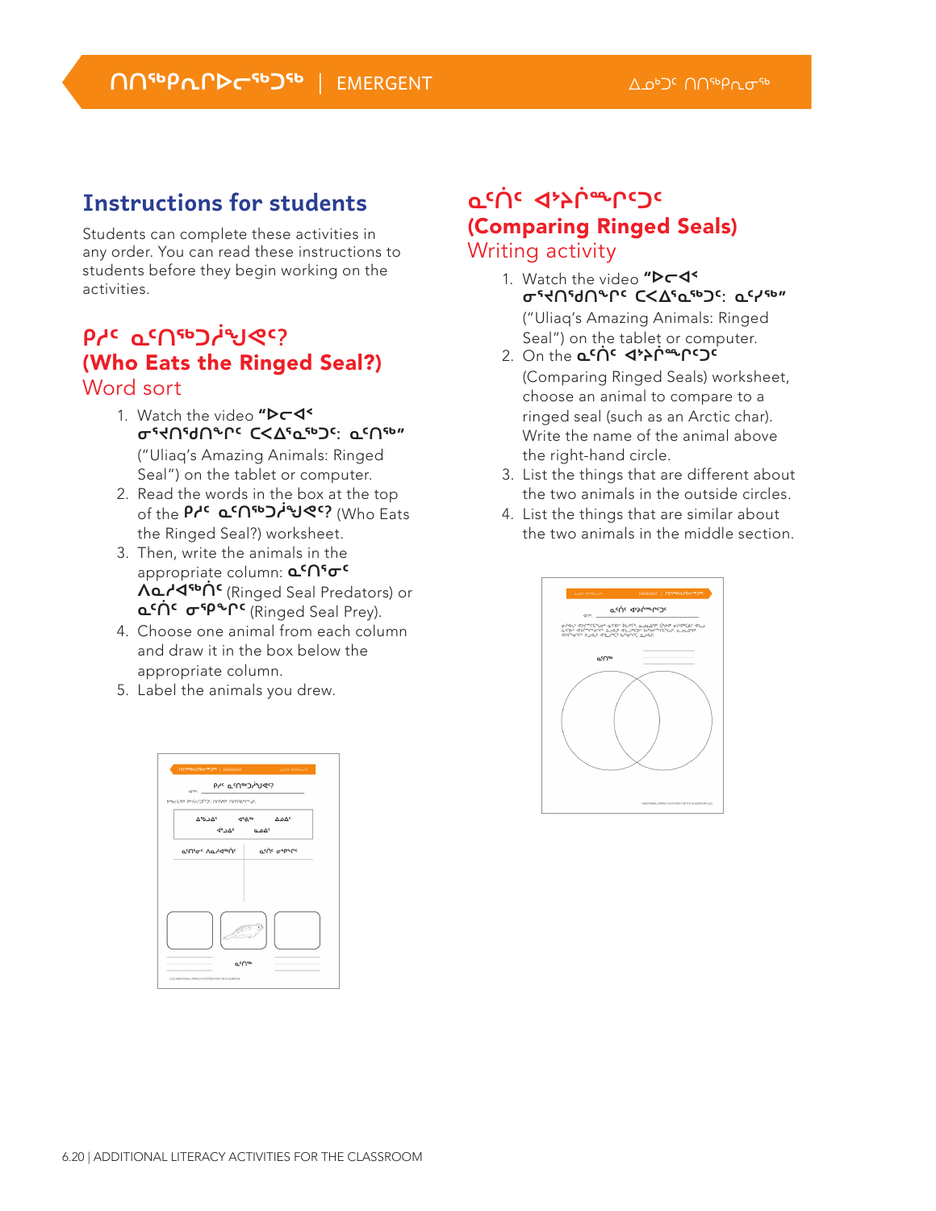## Instructions for students

Students can complete these activities in any order. You can read these instructions to students before they begin working on the activities.

### ᑭᓱᑦ ᓇᑦᑎᖅᑐᓲᖑᕙᑦ? (Who Eats the Ringed Seal?)

#### Word sort

1. Watch the video **"ᐅᓕᐊᑉ ᓂᕐᔪᑎᑦᑯᑎᖏᑦ ᑕᐸᐃᕐᓇᖅᑐᑦ: ᓇᑦᑎᖅ"** ("Uliaq's Amazing Animals: Ringed Seal") on the tablet or computer.
2. Read the words in the box at the top of the **ᑭᓱᑦ ᓇᑦᑎᖅᑐᓲᖑᕙᑦ?** (Who Eats the Ringed Seal?) worksheet.
3. Then, write the animals in the appropriate column: **ᓇᑦᑎᕐᓂᑦ ᐱᓇᓱᐊᖅᑏᑦ** (Ringed Seal Predators) or **ᓇᑦᑏᑦ ᓂᕿᖏᑦ** (Ringed Seal Prey).
4. Choose one animal from each column and draw it in the box below the appropriate column.
5. Label the animals you drew.

### ᓇᑦᑏᑦ ᐊᔾᔨᒌᖕᖏᑦᑐᑦ (Comparing Ringed Seals)

#### Writing activity

1. Watch the video **"ᐅᓕᐊᑉ ᓂᕐᔪᑎᑦᑯᑎᖏᑦ ᑕᐸᐃᕐᓇᖅᑐᑦ: ᓇᑦᓯᖅ"** ("Uliaq's Amazing Animals: Ringed Seal") on the tablet or computer.
2. On the **ᓇᑦᑏᑦ ᐊᔾᔨᒌᖕᖏᑦᑐᑦ** (Comparing Ringed Seals) worksheet, choose an animal to compare to a ringed seal (such as an Arctic char). Write the name of the animal above the right-hand circle.
3. List the things that are different about the two animals in the outside circles.
4. List the things that are similar about the two animals in the middle section.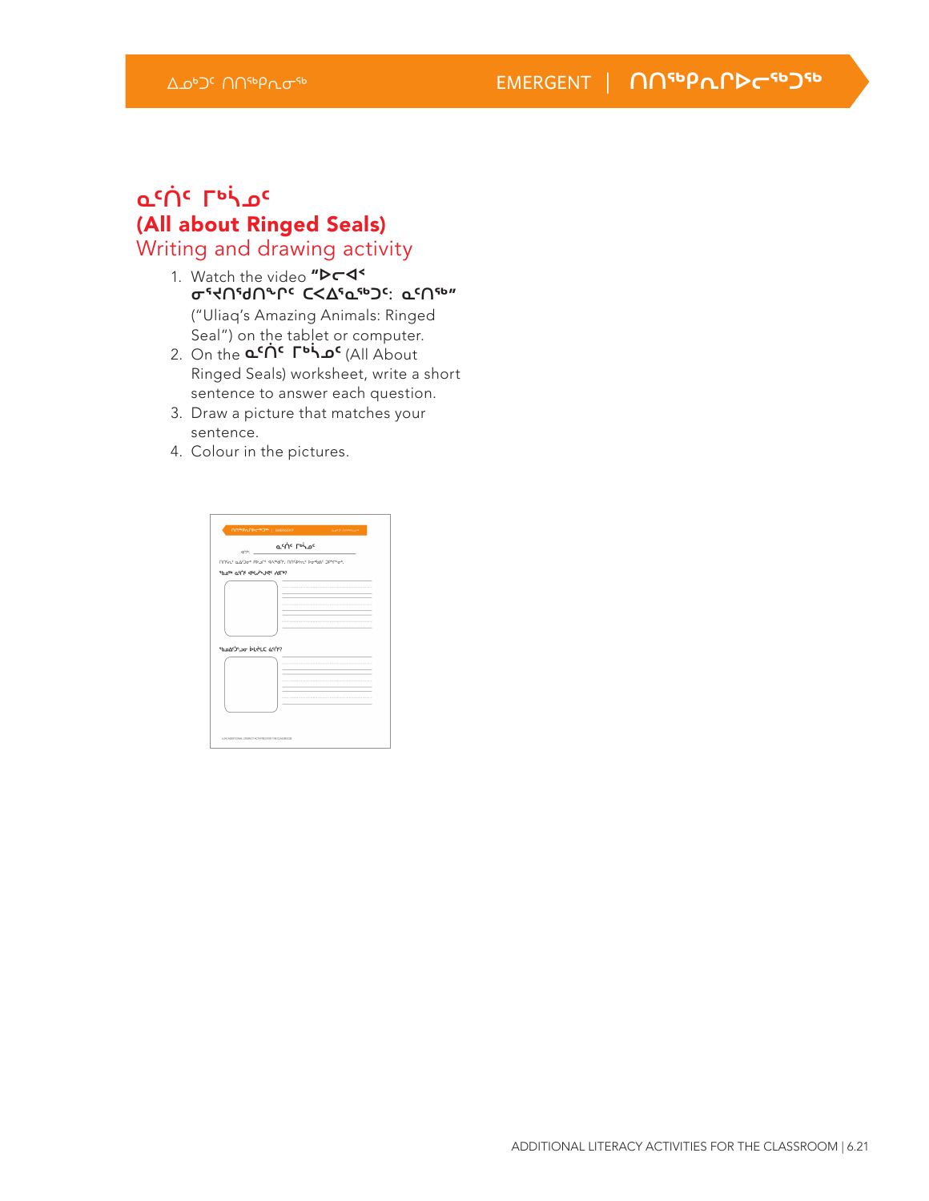## ᓇᕐᑏᑦ ᒥᒃᓵᓄᑦ
## (All about Ringed Seals)
## Writing and drawing activity

1. Watch the video **"ᐅᓕᐊᖅ ᓂᕐᔪᑎᕐᑯᑎᖏᑦ ᑕᐱᕐᓇᖅᑐᑦ: ᓇᑦᑎᖅ"** ("Uliaq's Amazing Animals: Ringed Seal") on the tablet or computer.
2. On the **ᓇᕐᑏᑦ ᒥᒃᓵᓄᑦ** (All About Ringed Seals) worksheet, write a short sentence to answer each question.
3. Draw a picture that matches your sentence.
4. Colour in the pictures.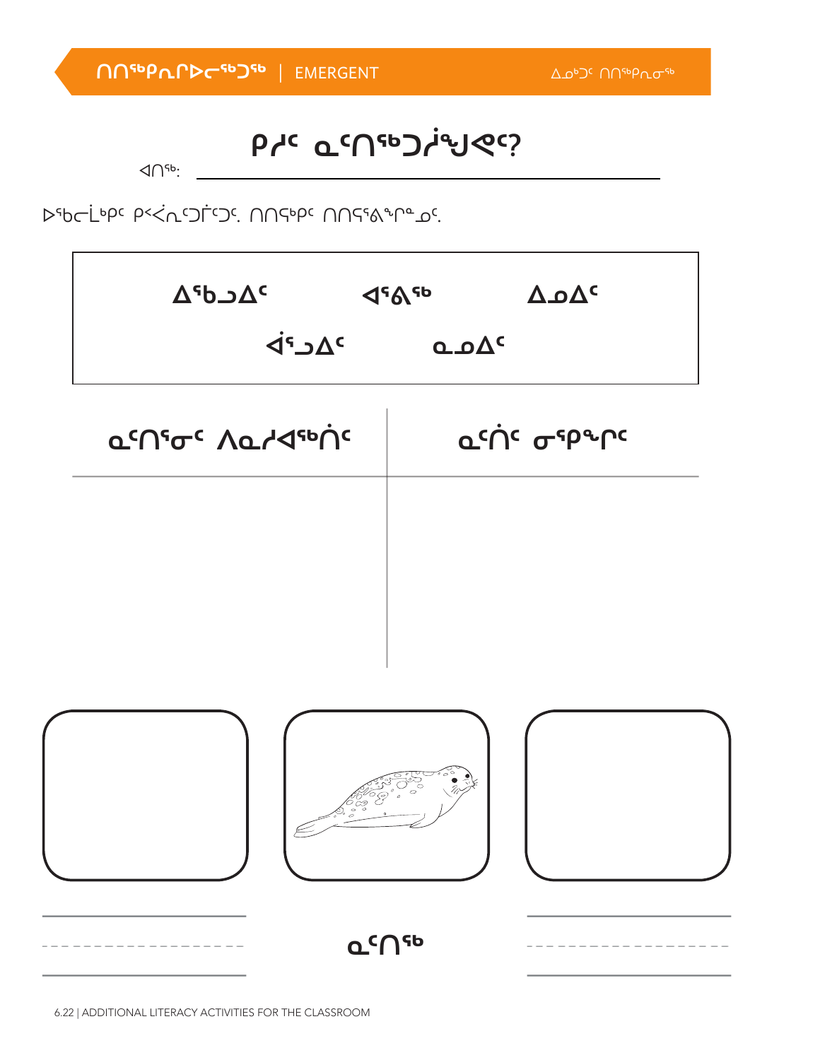ᑎᑎᖅᑲᓇᒥᐅᓪᓚᖅᑐᖅ | EMERGENT

ᐃᓄᒃᑐᑦ ᑎᑎᖅᑲᖁᓂᖅ

# ᑭᓱᑦ ᓇᑦᑎᖅᑐᓰᖑᕙᑦ?

ᐊᑎᖅ: ______________________________

ᐅᖃᓪᓚᒫᒃᑭᑦ ᑭᐸᔪᓇᑦᑐᒥᑦᑐᑦ. ᑎᑎᕋᒃᑭᑦ ᑎᑎᕋᕐᕕᖏᓐᓄᑦ.

| ᐃᖃᓗᐃᑦ | ᐊᕐᕕᖅ | ᐃᓄᐃᑦ |
|---|---|---|
| ᐋᕐᓗᐃᑦ | ᓇᓄᐃᑦ | |

| ᓇᑦᑎᕐᓂᑦ ᐱᓇᓱᐊᖅᑏᑦ | ᓇᑦᑏᑦ ᓂᕿᖏᑦ |
|---|---|
| | |

ᓇᑦᑎᖅ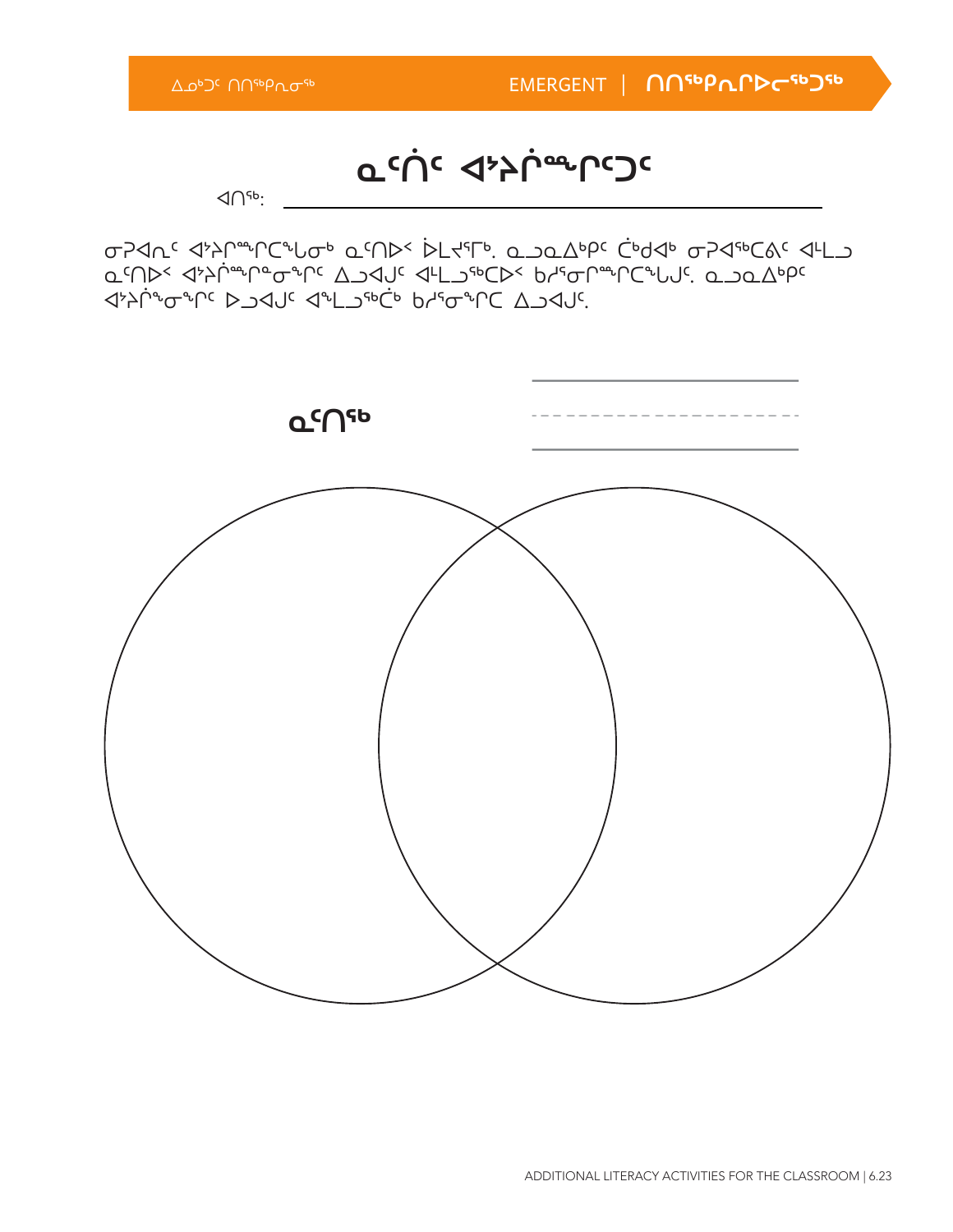# ᓇᕐᑏᑦ ᐊᔾᔨᒌᙱᑦᑐᑦ

ᐊᑎᕐᒃ: ______________________________

ᓂᕈᐊᕆᓪᓗᑎᑦ ᐊᔾᔨᒌᙱᑦᑕᖃᖅᑐᑦ ᓇᕐᑎᐅᑉ ᐆᒪᔪᕐᒥᒃ. ᓇᓗᓇᐃᒃᑯᑦ ᑖᒃᑯᐊᒃ ᓂᕈᐊᕐᑕᐱᑦ ᐊᒻᒪᓗ ᓇᕐᑎᐅᑉ ᐊᔾᔨᒌᙱᑦᑎᓂᖏᑦ ᐃᓗᐊᓂᑦ ᐊᒻᒪᓗᕐᑕᐅᑉ ᑲᓯᕐᓂᖏᑦᑕᖅᑕᑦ. ᓇᓗᓇᐃᒃᑯᑦ ᐊᔾᔨᒌᖕᓂᖏᑦ ᐅᓗᐊᓂᑦ ᐊᖅᒪᓗᕐᑖᒃ ᑲᓯᕐᓂᖏᑦᑕ ᐃᓗᐊᓂᑦ.

ᓇᕐᑎᕐᒃ ____________________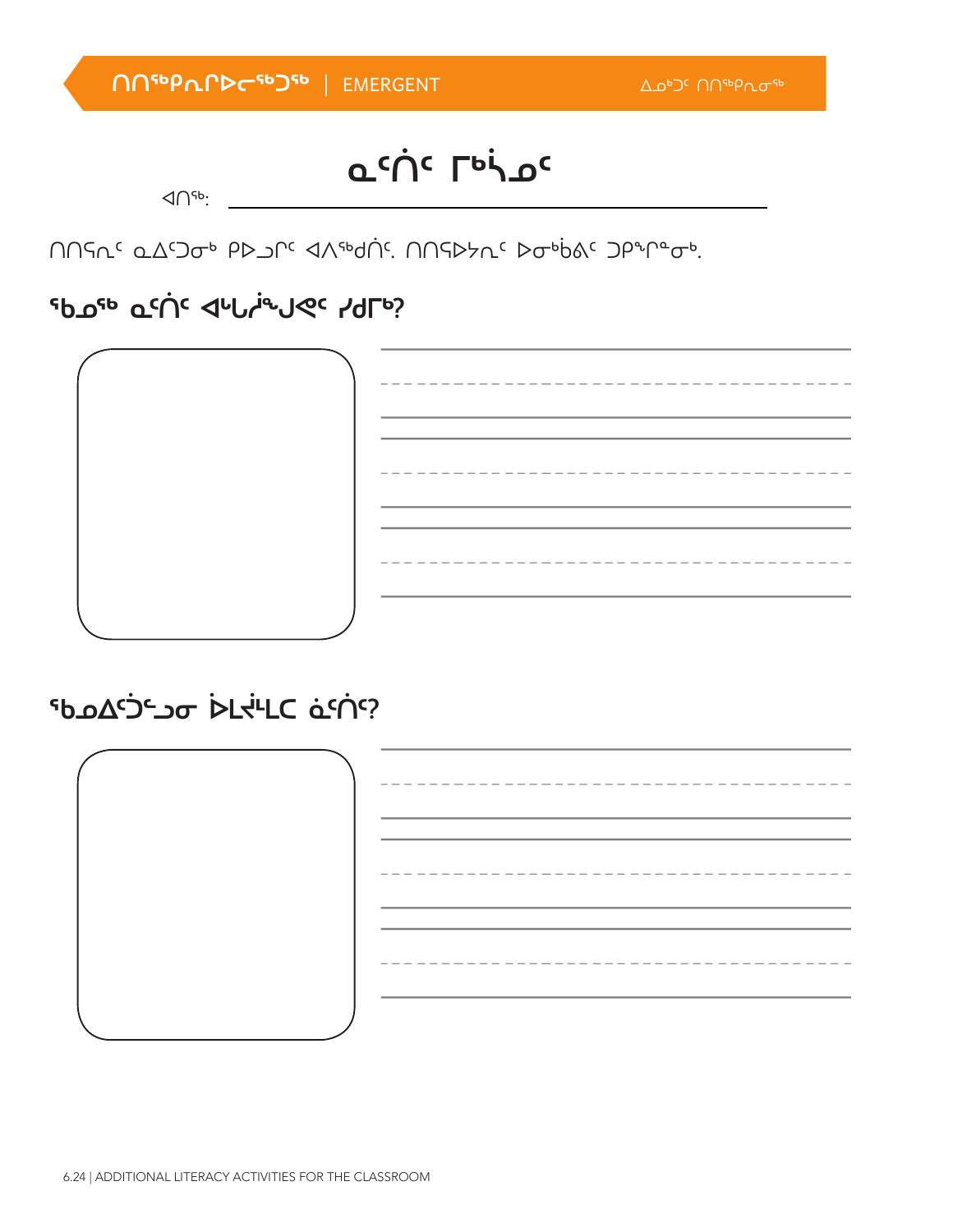ᑎᑎᕐᑲᓇᒋᐅᓕᕐᑐᖅ | EMERGENT ᐃᓄᒃᑐᑦ ᑎᑎᕐᑲᓇᓂᖅ

# ᓇᕿᑦ ᒥᒃᓵᓄᑦ

ᐊᑎᖅ: ______________________________

ᑎᑎᕋᕆᑦ ᓇᐃᕐᑐᓂᒃ ᑭᐅᓗᒋᑦ ᐊᐱᖅᑯᑏᑦ. ᑎᑎᕋᐅᔭᕆᑦ ᐅᓂᒃᑳᕚᑦ ᑐᑭᖕᒋᓐᓂᒃ.

## ᖃᓄᖅ ᓇᕿᑦ ᐊᒡᒐᓗᐃᖕᒍᕙᑦ ᓱᑯᒥᒃ?

## ᖃᓄᐃᕐᑑᓪᓗᓂ ᐆᒪᔫᒪᑕ ᓈᕿᑦ?